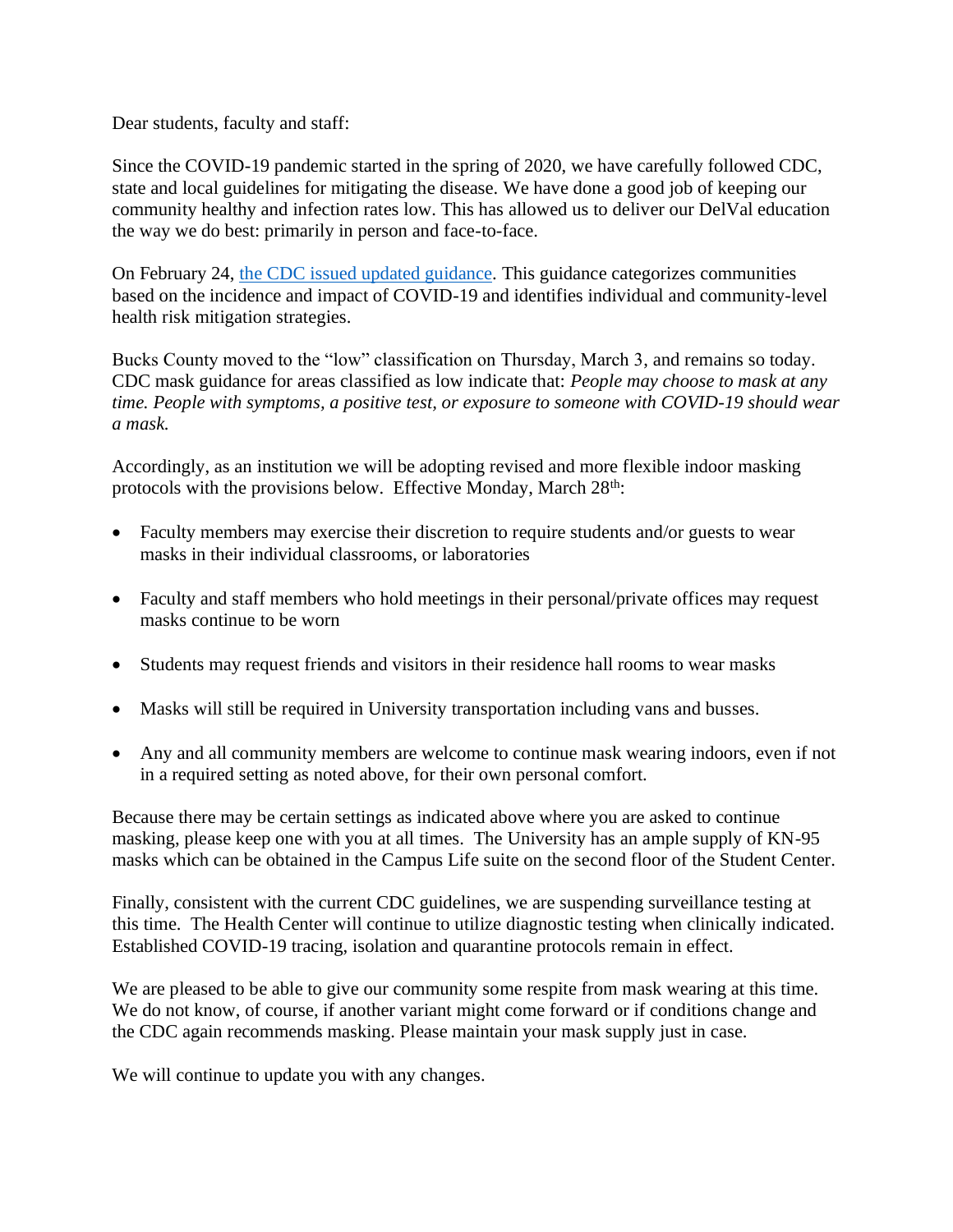Dear students, faculty and staff:

Since the COVID-19 pandemic started in the spring of 2020, we have carefully followed CDC, state and local guidelines for mitigating the disease. We have done a good job of keeping our community healthy and infection rates low. This has allowed us to deliver our DelVal education the way we do best: primarily in person and face-to-face.

On February 24, [the CDC issued updated guidance](). This guidance categorizes communities based on the incidence and impact of COVID-19 and identifies individual and community-level health risk mitigation strategies.

Bucks County moved to the "low" classification on Thursday, March 3, and remains so today. CDC mask guidance for areas classified as low indicate that: *People may choose to mask at any time. People with symptoms, a positive test, or exposure to someone with COVID-19 should wear a mask.*

Accordingly, as an institution we will be adopting revised and more flexible indoor masking protocols with the provisions below. Effective Monday, March 28th:

- Faculty members may exercise their discretion to require students and/or guests to wear masks in their individual classrooms, or laboratories
- Faculty and staff members who hold meetings in their personal/private offices may request masks continue to be worn
- Students may request friends and visitors in their residence hall rooms to wear masks
- Masks will still be required in University transportation including vans and busses.
- Any and all community members are welcome to continue mask wearing indoors, even if not in a required setting as noted above, for their own personal comfort.

Because there may be certain settings as indicated above where you are asked to continue masking, please keep one with you at all times. The University has an ample supply of KN-95 masks which can be obtained in the Campus Life suite on the second floor of the Student Center.

Finally, consistent with the current CDC guidelines, we are suspending surveillance testing at this time. The Health Center will continue to utilize diagnostic testing when clinically indicated. Established COVID-19 tracing, isolation and quarantine protocols remain in effect.

We are pleased to be able to give our community some respite from mask wearing at this time. We do not know, of course, if another variant might come forward or if conditions change and the CDC again recommends masking. Please maintain your mask supply just in case.

We will continue to update you with any changes.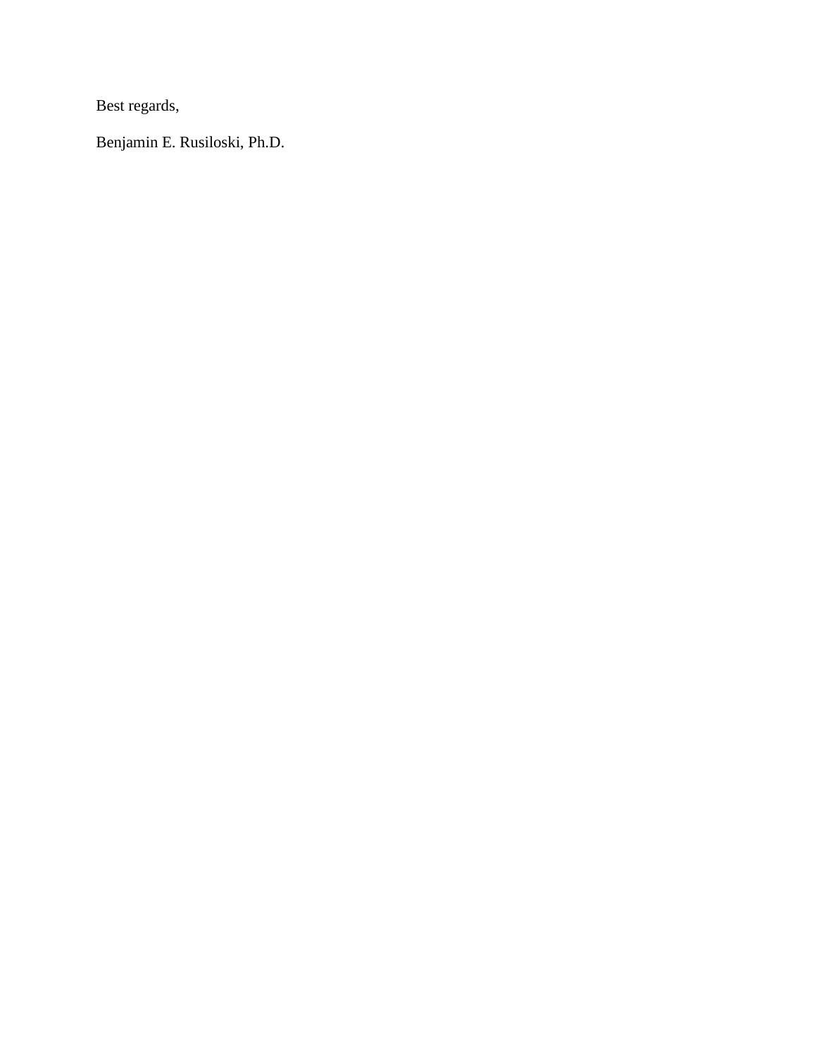Best regards,

Benjamin E. Rusiloski, Ph.D.